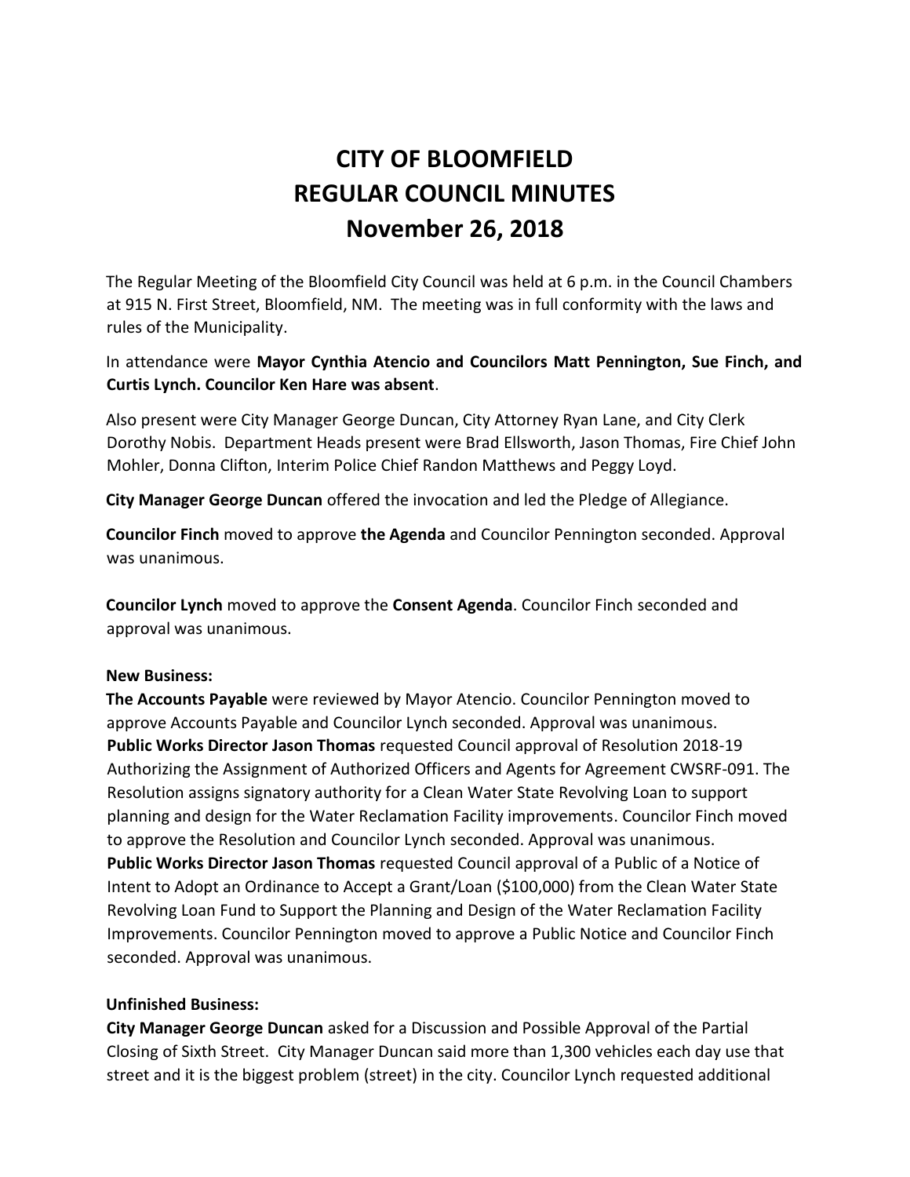# CITY OF BLOOMFIELD
# REGULAR COUNCIL MINUTES
# November 26, 2018

The Regular Meeting of the Bloomfield City Council was held at 6 p.m. in the Council Chambers at 915 N. First Street, Bloomfield, NM. The meeting was in full conformity with the laws and rules of the Municipality.

In attendance were **Mayor Cynthia Atencio and Councilors Matt Pennington, Sue Finch, and Curtis Lynch. Councilor Ken Hare was absent**.

Also present were City Manager George Duncan, City Attorney Ryan Lane, and City Clerk Dorothy Nobis. Department Heads present were Brad Ellsworth, Jason Thomas, Fire Chief John Mohler, Donna Clifton, Interim Police Chief Randon Matthews and Peggy Loyd.

**City Manager George Duncan** offered the invocation and led the Pledge of Allegiance.

**Councilor Finch** moved to approve **the Agenda** and Councilor Pennington seconded. Approval was unanimous.

**Councilor Lynch** moved to approve the **Consent Agenda**. Councilor Finch seconded and approval was unanimous.

**New Business:**

**The Accounts Payable** were reviewed by Mayor Atencio. Councilor Pennington moved to approve Accounts Payable and Councilor Lynch seconded. Approval was unanimous.

**Public Works Director Jason Thomas** requested Council approval of Resolution 2018-19 Authorizing the Assignment of Authorized Officers and Agents for Agreement CWSRF-091. The Resolution assigns signatory authority for a Clean Water State Revolving Loan to support planning and design for the Water Reclamation Facility improvements. Councilor Finch moved to approve the Resolution and Councilor Lynch seconded. Approval was unanimous.

**Public Works Director Jason Thomas** requested Council approval of a Public of a Notice of Intent to Adopt an Ordinance to Accept a Grant/Loan ($100,000) from the Clean Water State Revolving Loan Fund to Support the Planning and Design of the Water Reclamation Facility Improvements. Councilor Pennington moved to approve a Public Notice and Councilor Finch seconded. Approval was unanimous.

**Unfinished Business:**

**City Manager George Duncan** asked for a Discussion and Possible Approval of the Partial Closing of Sixth Street. City Manager Duncan said more than 1,300 vehicles each day use that street and it is the biggest problem (street) in the city. Councilor Lynch requested additional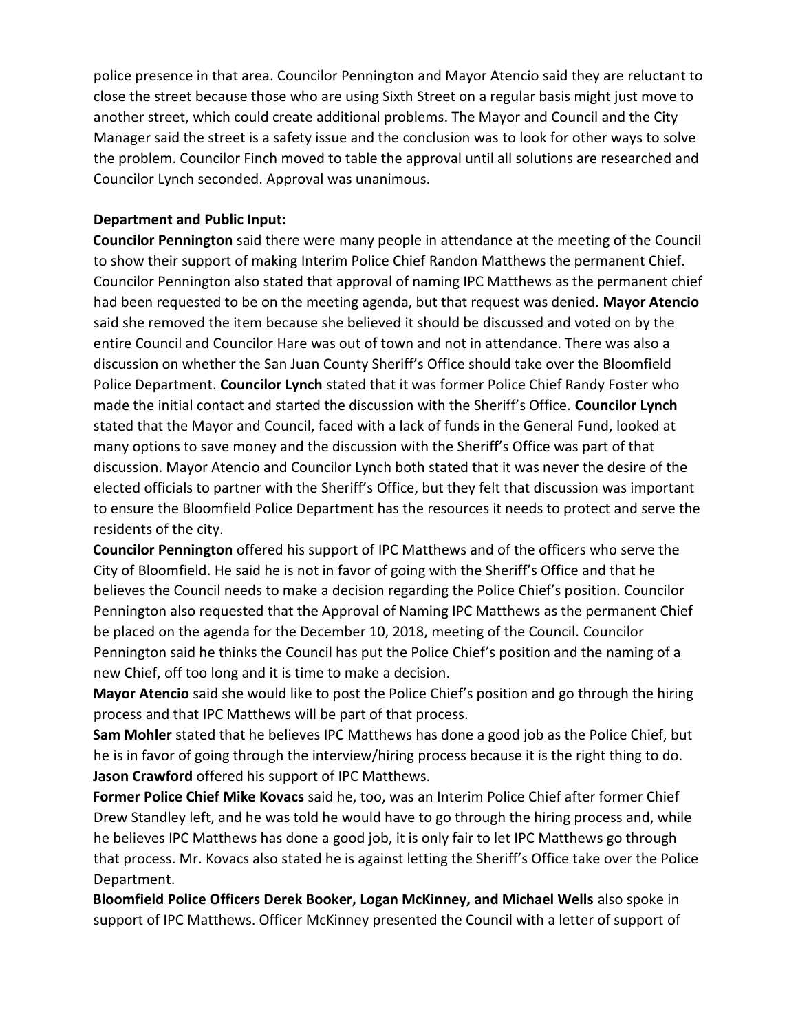police presence in that area. Councilor Pennington and Mayor Atencio said they are reluctant to close the street because those who are using Sixth Street on a regular basis might just move to another street, which could create additional problems. The Mayor and Council and the City Manager said the street is a safety issue and the conclusion was to look for other ways to solve the problem. Councilor Finch moved to table the approval until all solutions are researched and Councilor Lynch seconded. Approval was unanimous.

**Department and Public Input:**

**Councilor Pennington** said there were many people in attendance at the meeting of the Council to show their support of making Interim Police Chief Randon Matthews the permanent Chief. Councilor Pennington also stated that approval of naming IPC Matthews as the permanent chief had been requested to be on the meeting agenda, but that request was denied. **Mayor Atencio** said she removed the item because she believed it should be discussed and voted on by the entire Council and Councilor Hare was out of town and not in attendance. There was also a discussion on whether the San Juan County Sheriff's Office should take over the Bloomfield Police Department. **Councilor Lynch** stated that it was former Police Chief Randy Foster who made the initial contact and started the discussion with the Sheriff's Office. **Councilor Lynch** stated that the Mayor and Council, faced with a lack of funds in the General Fund, looked at many options to save money and the discussion with the Sheriff's Office was part of that discussion. Mayor Atencio and Councilor Lynch both stated that it was never the desire of the elected officials to partner with the Sheriff's Office, but they felt that discussion was important to ensure the Bloomfield Police Department has the resources it needs to protect and serve the residents of the city.

**Councilor Pennington** offered his support of IPC Matthews and of the officers who serve the City of Bloomfield. He said he is not in favor of going with the Sheriff's Office and that he believes the Council needs to make a decision regarding the Police Chief's position. Councilor Pennington also requested that the Approval of Naming IPC Matthews as the permanent Chief be placed on the agenda for the December 10, 2018, meeting of the Council. Councilor Pennington said he thinks the Council has put the Police Chief's position and the naming of a new Chief, off too long and it is time to make a decision.

**Mayor Atencio** said she would like to post the Police Chief's position and go through the hiring process and that IPC Matthews will be part of that process.

**Sam Mohler** stated that he believes IPC Matthews has done a good job as the Police Chief, but he is in favor of going through the interview/hiring process because it is the right thing to do.

**Jason Crawford** offered his support of IPC Matthews.

**Former Police Chief Mike Kovacs** said he, too, was an Interim Police Chief after former Chief Drew Standley left, and he was told he would have to go through the hiring process and, while he believes IPC Matthews has done a good job, it is only fair to let IPC Matthews go through that process. Mr. Kovacs also stated he is against letting the Sheriff's Office take over the Police Department.

**Bloomfield Police Officers Derek Booker, Logan McKinney, and Michael Wells** also spoke in support of IPC Matthews. Officer McKinney presented the Council with a letter of support of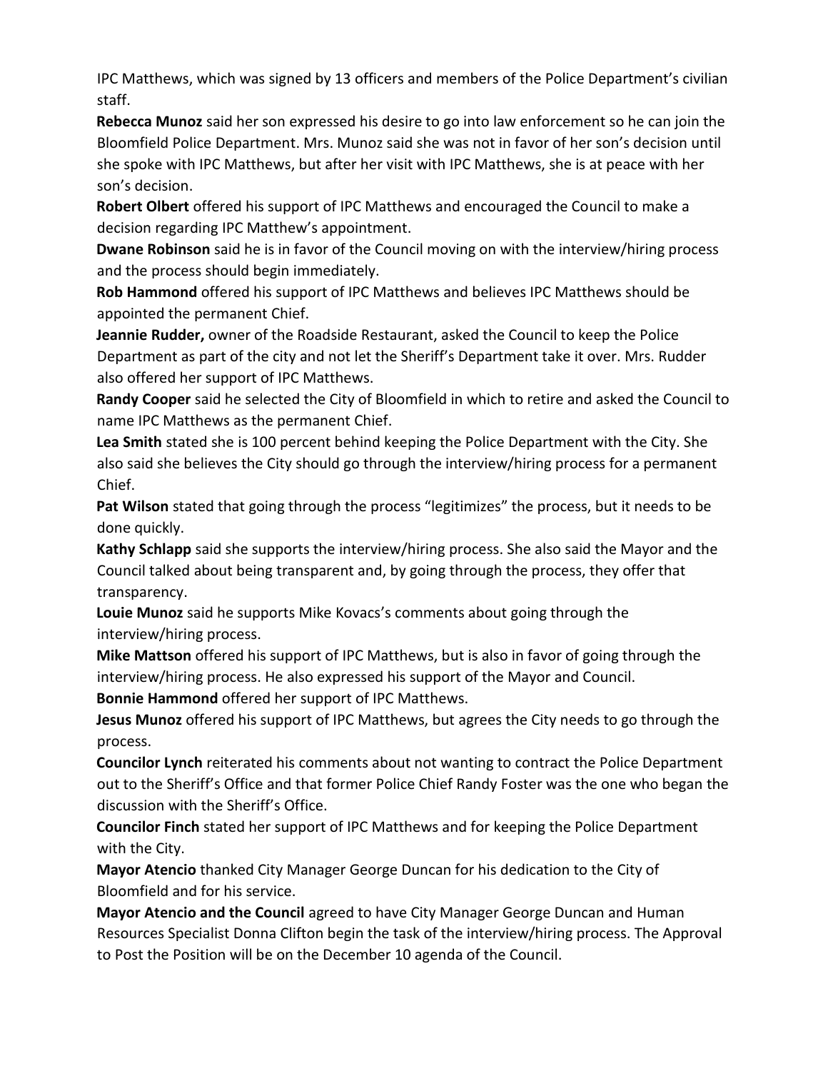IPC Matthews, which was signed by 13 officers and members of the Police Department's civilian staff.

**Rebecca Munoz** said her son expressed his desire to go into law enforcement so he can join the Bloomfield Police Department. Mrs. Munoz said she was not in favor of her son's decision until she spoke with IPC Matthews, but after her visit with IPC Matthews, she is at peace with her son's decision.

**Robert Olbert** offered his support of IPC Matthews and encouraged the Council to make a decision regarding IPC Matthew's appointment.

**Dwane Robinson** said he is in favor of the Council moving on with the interview/hiring process and the process should begin immediately.

**Rob Hammond** offered his support of IPC Matthews and believes IPC Matthews should be appointed the permanent Chief.

**Jeannie Rudder,** owner of the Roadside Restaurant, asked the Council to keep the Police Department as part of the city and not let the Sheriff's Department take it over. Mrs. Rudder also offered her support of IPC Matthews.

**Randy Cooper** said he selected the City of Bloomfield in which to retire and asked the Council to name IPC Matthews as the permanent Chief.

**Lea Smith** stated she is 100 percent behind keeping the Police Department with the City. She also said she believes the City should go through the interview/hiring process for a permanent Chief.

**Pat Wilson** stated that going through the process "legitimizes" the process, but it needs to be done quickly.

**Kathy Schlapp** said she supports the interview/hiring process. She also said the Mayor and the Council talked about being transparent and, by going through the process, they offer that transparency.

**Louie Munoz** said he supports Mike Kovacs's comments about going through the interview/hiring process.

**Mike Mattson** offered his support of IPC Matthews, but is also in favor of going through the interview/hiring process. He also expressed his support of the Mayor and Council.

**Bonnie Hammond** offered her support of IPC Matthews.

**Jesus Munoz** offered his support of IPC Matthews, but agrees the City needs to go through the process.

**Councilor Lynch** reiterated his comments about not wanting to contract the Police Department out to the Sheriff's Office and that former Police Chief Randy Foster was the one who began the discussion with the Sheriff's Office.

**Councilor Finch** stated her support of IPC Matthews and for keeping the Police Department with the City.

**Mayor Atencio** thanked City Manager George Duncan for his dedication to the City of Bloomfield and for his service.

**Mayor Atencio and the Council** agreed to have City Manager George Duncan and Human Resources Specialist Donna Clifton begin the task of the interview/hiring process. The Approval to Post the Position will be on the December 10 agenda of the Council.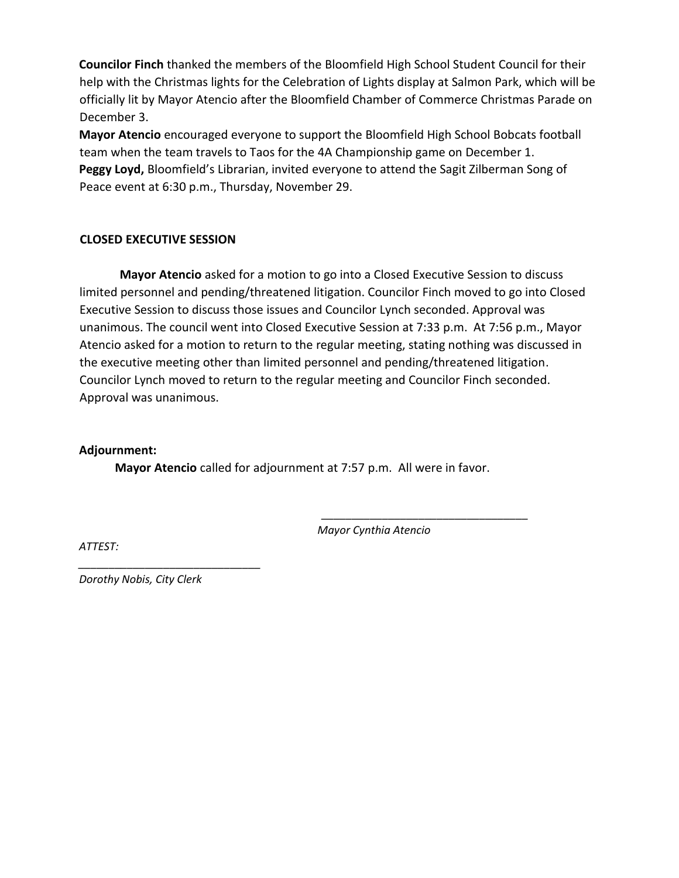**Councilor Finch** thanked the members of the Bloomfield High School Student Council for their help with the Christmas lights for the Celebration of Lights display at Salmon Park, which will be officially lit by Mayor Atencio after the Bloomfield Chamber of Commerce Christmas Parade on December 3.

**Mayor Atencio** encouraged everyone to support the Bloomfield High School Bobcats football team when the team travels to Taos for the 4A Championship game on December 1.

**Peggy Loyd,** Bloomfield's Librarian, invited everyone to attend the Sagit Zilberman Song of Peace event at 6:30 p.m., Thursday, November 29.

**CLOSED EXECUTIVE SESSION**

**Mayor Atencio** asked for a motion to go into a Closed Executive Session to discuss limited personnel and pending/threatened litigation. Councilor Finch moved to go into Closed Executive Session to discuss those issues and Councilor Lynch seconded. Approval was unanimous. The council went into Closed Executive Session at 7:33 p.m. At 7:56 p.m., Mayor Atencio asked for a motion to return to the regular meeting, stating nothing was discussed in the executive meeting other than limited personnel and pending/threatened litigation. Councilor Lynch moved to return to the regular meeting and Councilor Finch seconded. Approval was unanimous.

**Adjournment:**

**Mayor Atencio** called for adjournment at 7:57 p.m. All were in favor.

_________________________________

*Mayor Cynthia Atencio*

*ATTEST:*

_________________________________

*Dorothy Nobis, City Clerk*